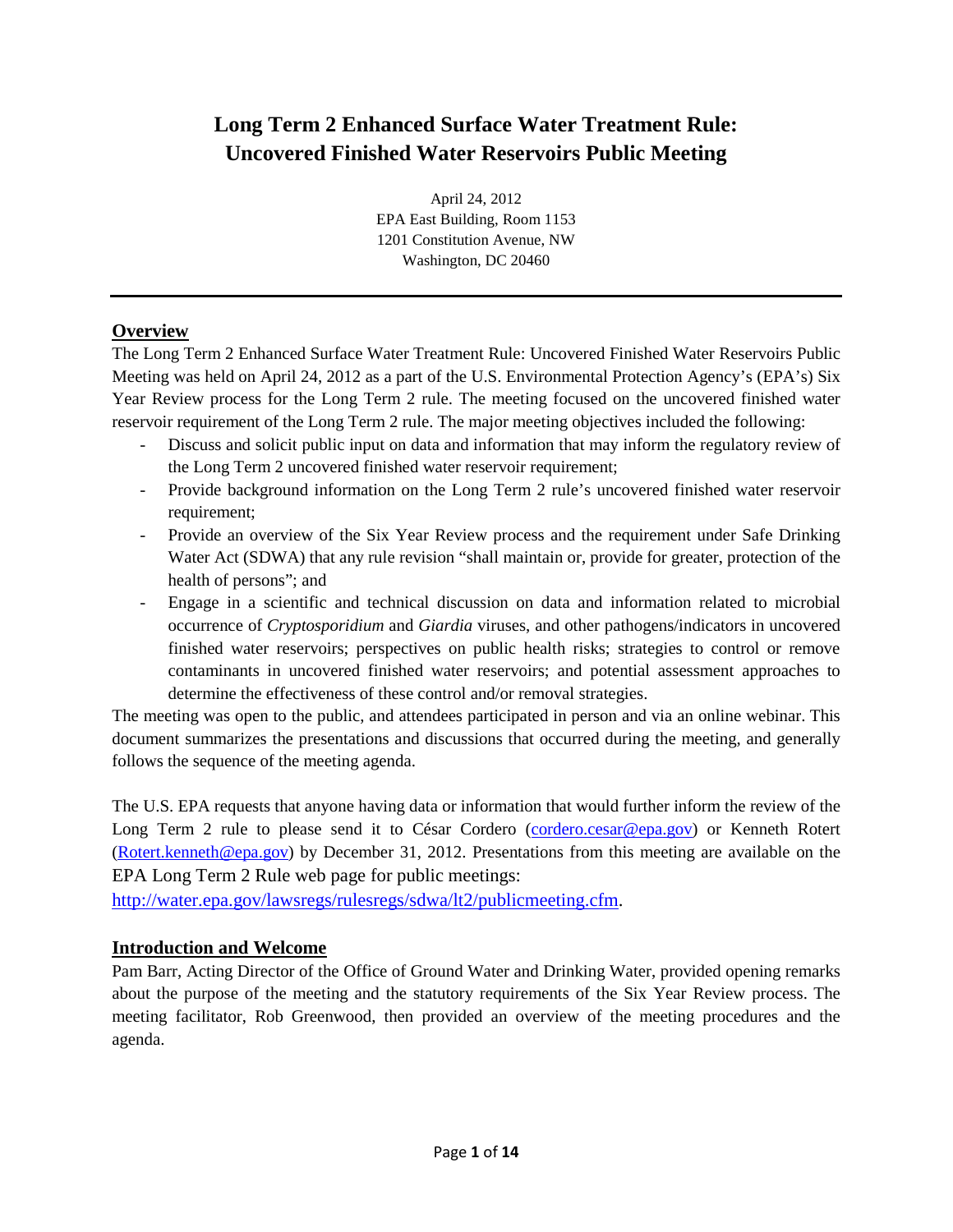# Long Term 2 Enhanced Surface Water Treatment Rule: Uncovered Finished Water Reservoirs Public Meeting

April 24, 2012
EPA East Building, Room 1153
1201 Constitution Avenue, NW
Washington, DC 20460

---

## Overview

The Long Term 2 Enhanced Surface Water Treatment Rule: Uncovered Finished Water Reservoirs Public Meeting was held on April 24, 2012 as a part of the U.S. Environmental Protection Agency's (EPA's) Six Year Review process for the Long Term 2 rule. The meeting focused on the uncovered finished water reservoir requirement of the Long Term 2 rule. The major meeting objectives included the following:

- Discuss and solicit public input on data and information that may inform the regulatory review of the Long Term 2 uncovered finished water reservoir requirement;
- Provide background information on the Long Term 2 rule's uncovered finished water reservoir requirement;
- Provide an overview of the Six Year Review process and the requirement under Safe Drinking Water Act (SDWA) that any rule revision "shall maintain or, provide for greater, protection of the health of persons"; and
- Engage in a scientific and technical discussion on data and information related to microbial occurrence of *Cryptosporidium* and *Giardia* viruses, and other pathogens/indicators in uncovered finished water reservoirs; perspectives on public health risks; strategies to control or remove contaminants in uncovered finished water reservoirs; and potential assessment approaches to determine the effectiveness of these control and/or removal strategies.

The meeting was open to the public, and attendees participated in person and via an online webinar. This document summarizes the presentations and discussions that occurred during the meeting, and generally follows the sequence of the meeting agenda.

The U.S. EPA requests that anyone having data or information that would further inform the review of the Long Term 2 rule to please send it to César Cordero (cordero.cesar@epa.gov) or Kenneth Rotert (Rotert.kenneth@epa.gov) by December 31, 2012. Presentations from this meeting are available on the EPA Long Term 2 Rule web page for public meetings: http://water.epa.gov/lawsregs/rulesregs/sdwa/lt2/publicmeeting.cfm.

## Introduction and Welcome

Pam Barr, Acting Director of the Office of Ground Water and Drinking Water, provided opening remarks about the purpose of the meeting and the statutory requirements of the Six Year Review process. The meeting facilitator, Rob Greenwood, then provided an overview of the meeting procedures and the agenda.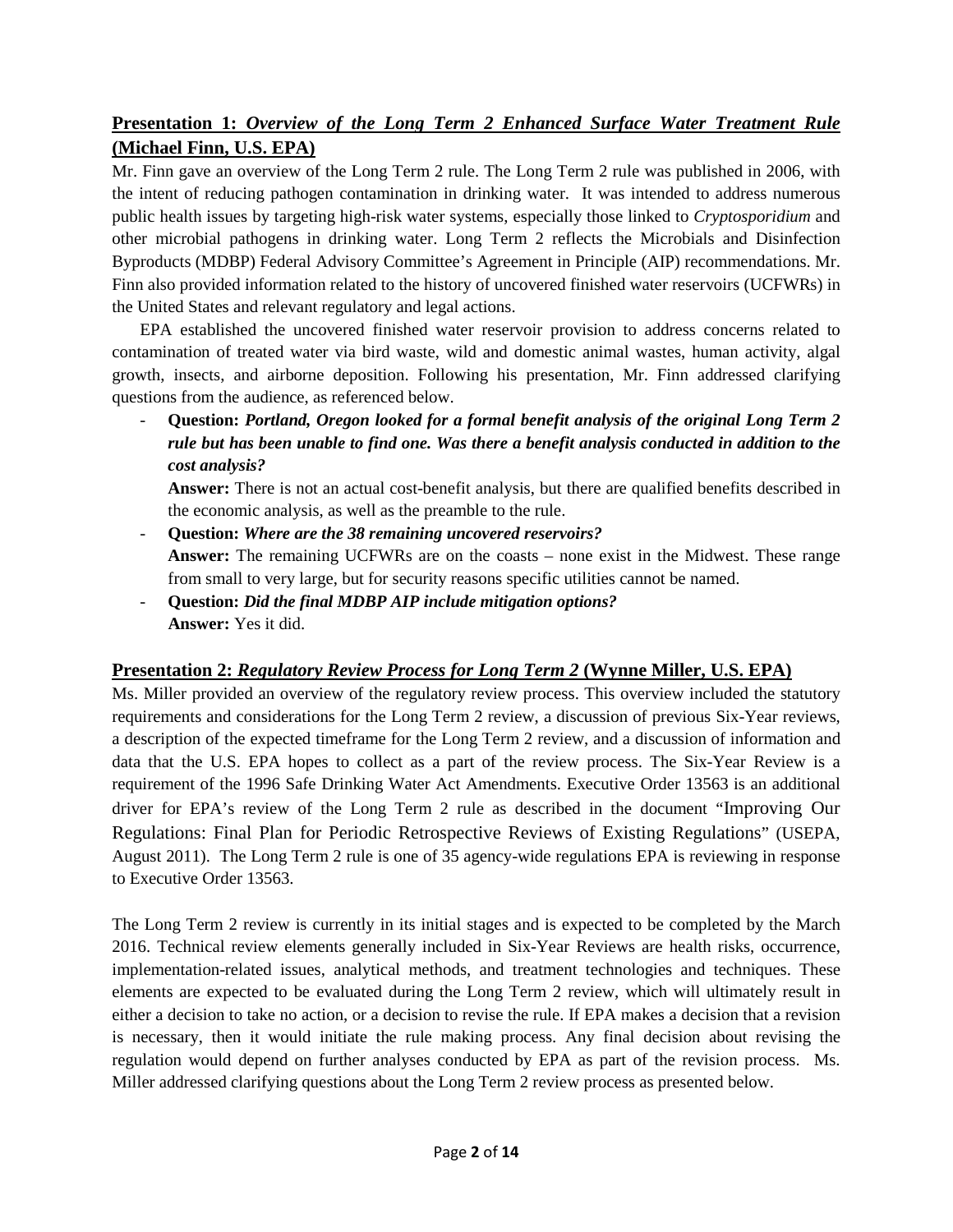## **Presentation 1:** ***Overview of the Long Term 2 Enhanced Surface Water Treatment Rule*** **(Michael Finn, U.S. EPA)**

Mr. Finn gave an overview of the Long Term 2 rule. The Long Term 2 rule was published in 2006, with the intent of reducing pathogen contamination in drinking water. It was intended to address numerous public health issues by targeting high-risk water systems, especially those linked to *Cryptosporidium* and other microbial pathogens in drinking water. Long Term 2 reflects the Microbials and Disinfection Byproducts (MDBP) Federal Advisory Committee's Agreement in Principle (AIP) recommendations. Mr. Finn also provided information related to the history of uncovered finished water reservoirs (UCFWRs) in the United States and relevant regulatory and legal actions.

EPA established the uncovered finished water reservoir provision to address concerns related to contamination of treated water via bird waste, wild and domestic animal wastes, human activity, algal growth, insects, and airborne deposition. Following his presentation, Mr. Finn addressed clarifying questions from the audience, as referenced below.

- **Question:** ***Portland, Oregon looked for a formal benefit analysis of the original Long Term 2 rule but has been unable to find one. Was there a benefit analysis conducted in addition to the cost analysis?***
  **Answer:** There is not an actual cost-benefit analysis, but there are qualified benefits described in the economic analysis, as well as the preamble to the rule.
- **Question:** ***Where are the 38 remaining uncovered reservoirs?***
  **Answer:** The remaining UCFWRs are on the coasts – none exist in the Midwest. These range from small to very large, but for security reasons specific utilities cannot be named.
- **Question:** ***Did the final MDBP AIP include mitigation options?***
  **Answer:** Yes it did.

## **Presentation 2:** ***Regulatory Review Process for Long Term 2*** **(Wynne Miller, U.S. EPA)**

Ms. Miller provided an overview of the regulatory review process. This overview included the statutory requirements and considerations for the Long Term 2 review, a discussion of previous Six-Year reviews, a description of the expected timeframe for the Long Term 2 review, and a discussion of information and data that the U.S. EPA hopes to collect as a part of the review process. The Six-Year Review is a requirement of the 1996 Safe Drinking Water Act Amendments. Executive Order 13563 is an additional driver for EPA's review of the Long Term 2 rule as described in the document "Improving Our Regulations: Final Plan for Periodic Retrospective Reviews of Existing Regulations" (USEPA, August 2011). The Long Term 2 rule is one of 35 agency-wide regulations EPA is reviewing in response to Executive Order 13563.

The Long Term 2 review is currently in its initial stages and is expected to be completed by the March 2016. Technical review elements generally included in Six-Year Reviews are health risks, occurrence, implementation-related issues, analytical methods, and treatment technologies and techniques. These elements are expected to be evaluated during the Long Term 2 review, which will ultimately result in either a decision to take no action, or a decision to revise the rule. If EPA makes a decision that a revision is necessary, then it would initiate the rule making process. Any final decision about revising the regulation would depend on further analyses conducted by EPA as part of the revision process. Ms. Miller addressed clarifying questions about the Long Term 2 review process as presented below.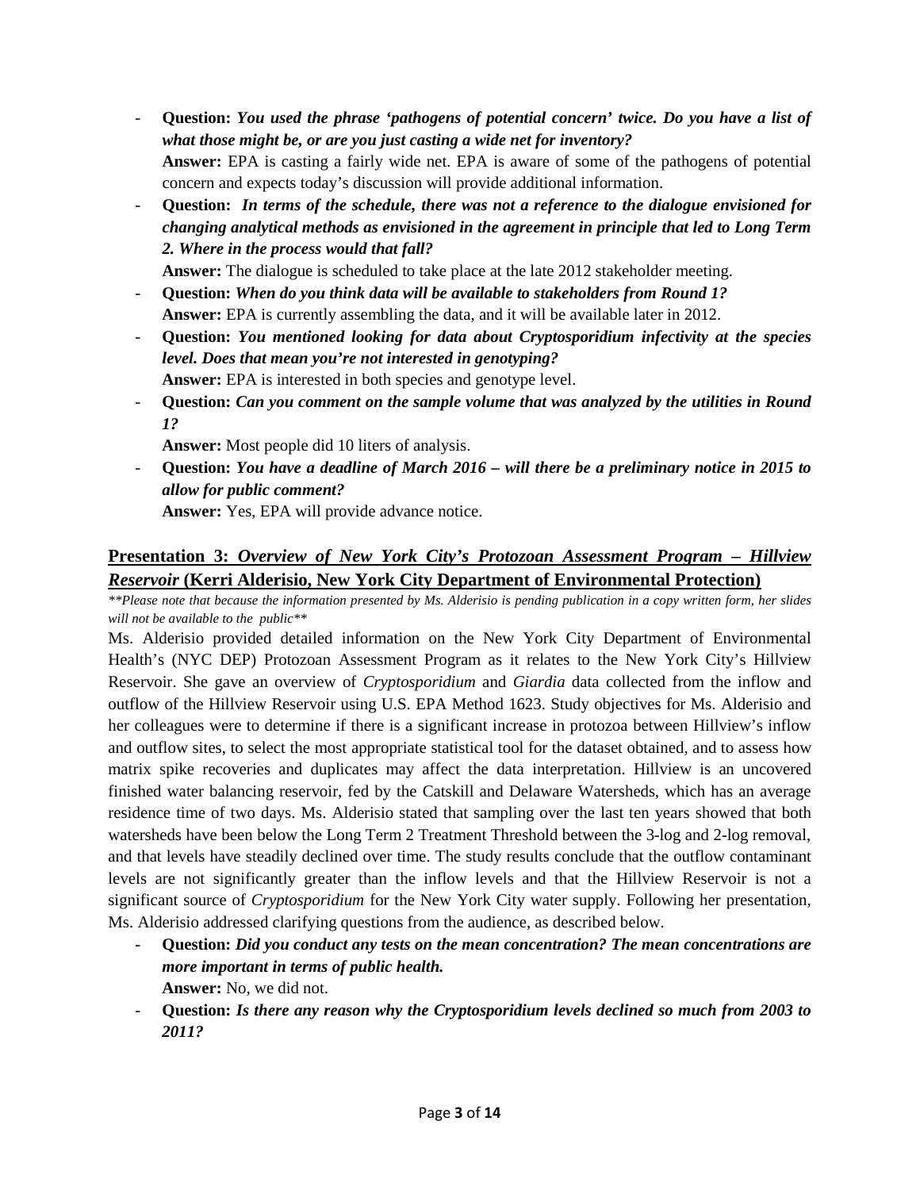- **Question:** ***You used the phrase 'pathogens of potential concern' twice. Do you have a list of what those might be, or are you just casting a wide net for inventory?***
  **Answer:** EPA is casting a fairly wide net. EPA is aware of some of the pathogens of potential concern and expects today's discussion will provide additional information.
- **Question:** ***In terms of the schedule, there was not a reference to the dialogue envisioned for changing analytical methods as envisioned in the agreement in principle that led to Long Term 2. Where in the process would that fall?***
  **Answer:** The dialogue is scheduled to take place at the late 2012 stakeholder meeting.
- **Question:** ***When do you think data will be available to stakeholders from Round 1?***
  **Answer:** EPA is currently assembling the data, and it will be available later in 2012.
- **Question:** ***You mentioned looking for data about Cryptosporidium infectivity at the species level. Does that mean you're not interested in genotyping?***
  **Answer:** EPA is interested in both species and genotype level.
- **Question:** ***Can you comment on the sample volume that was analyzed by the utilities in Round 1?***
  **Answer:** Most people did 10 liters of analysis.
- **Question:** ***You have a deadline of March 2016 – will there be a preliminary notice in 2015 to allow for public comment?***
  **Answer:** Yes, EPA will provide advance notice.

## Presentation 3: *Overview of New York City's Protozoan Assessment Program – Hillview Reservoir* (Kerri Alderisio, New York City Department of Environmental Protection)

*\*\*Please note that because the information presented by Ms. Alderisio is pending publication in a copy written form, her slides will not be available to the public\*\**

Ms. Alderisio provided detailed information on the New York City Department of Environmental Health's (NYC DEP) Protozoan Assessment Program as it relates to the New York City's Hillview Reservoir. She gave an overview of *Cryptosporidium* and *Giardia* data collected from the inflow and outflow of the Hillview Reservoir using U.S. EPA Method 1623. Study objectives for Ms. Alderisio and her colleagues were to determine if there is a significant increase in protozoa between Hillview's inflow and outflow sites, to select the most appropriate statistical tool for the dataset obtained, and to assess how matrix spike recoveries and duplicates may affect the data interpretation. Hillview is an uncovered finished water balancing reservoir, fed by the Catskill and Delaware Watersheds, which has an average residence time of two days. Ms. Alderisio stated that sampling over the last ten years showed that both watersheds have been below the Long Term 2 Treatment Threshold between the 3-log and 2-log removal, and that levels have steadily declined over time. The study results conclude that the outflow contaminant levels are not significantly greater than the inflow levels and that the Hillview Reservoir is not a significant source of *Cryptosporidium* for the New York City water supply. Following her presentation, Ms. Alderisio addressed clarifying questions from the audience, as described below.

- **Question:** ***Did you conduct any tests on the mean concentration? The mean concentrations are more important in terms of public health.***
  **Answer:** No, we did not.
- **Question:** ***Is there any reason why the Cryptosporidium levels declined so much from 2003 to 2011?***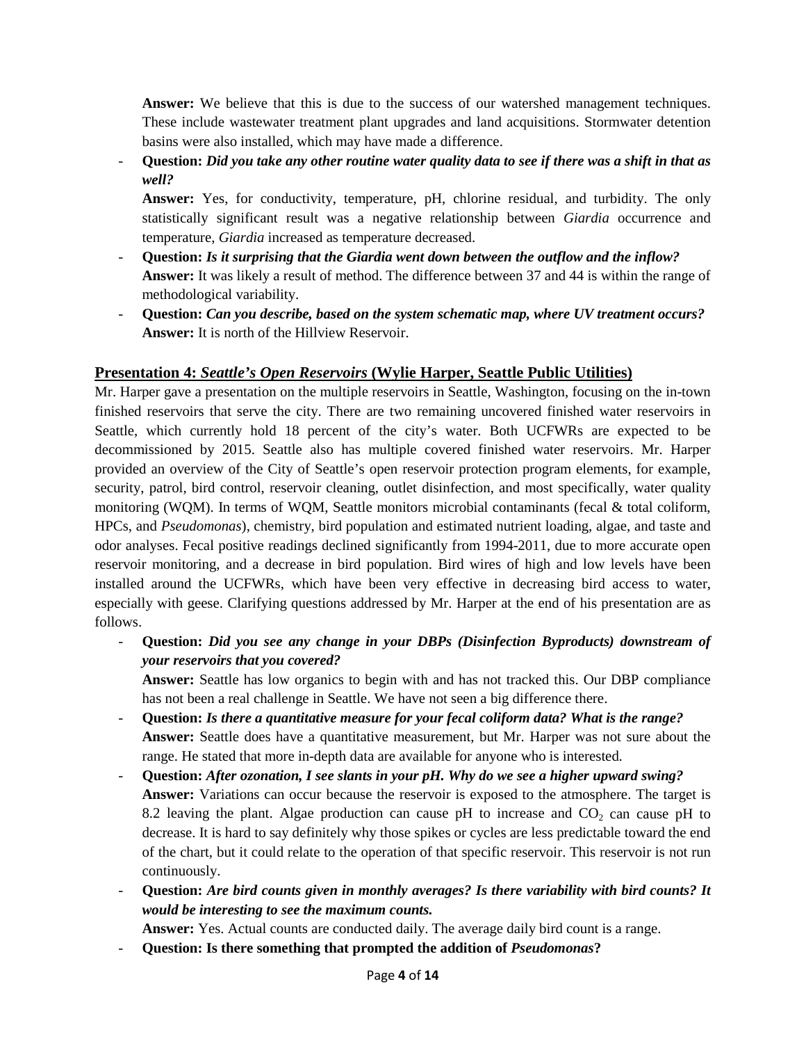**Answer:** We believe that this is due to the success of our watershed management techniques. These include wastewater treatment plant upgrades and land acquisitions. Stormwater detention basins were also installed, which may have made a difference.

- **Question:** ***Did you take any other routine water quality data to see if there was a shift in that as well?***
  **Answer:** Yes, for conductivity, temperature, pH, chlorine residual, and turbidity. The only statistically significant result was a negative relationship between *Giardia* occurrence and temperature, *Giardia* increased as temperature decreased.
- **Question:** ***Is it surprising that the Giardia went down between the outflow and the inflow?***
  **Answer:** It was likely a result of method. The difference between 37 and 44 is within the range of methodological variability.
- **Question:** ***Can you describe, based on the system schematic map, where UV treatment occurs?***
  **Answer:** It is north of the Hillview Reservoir.

## Presentation 4: *Seattle's Open Reservoirs* (Wylie Harper, Seattle Public Utilities)

Mr. Harper gave a presentation on the multiple reservoirs in Seattle, Washington, focusing on the in-town finished reservoirs that serve the city. There are two remaining uncovered finished water reservoirs in Seattle, which currently hold 18 percent of the city's water. Both UCFWRs are expected to be decommissioned by 2015. Seattle also has multiple covered finished water reservoirs. Mr. Harper provided an overview of the City of Seattle's open reservoir protection program elements, for example, security, patrol, bird control, reservoir cleaning, outlet disinfection, and most specifically, water quality monitoring (WQM). In terms of WQM, Seattle monitors microbial contaminants (fecal & total coliform, HPCs, and *Pseudomonas*), chemistry, bird population and estimated nutrient loading, algae, and taste and odor analyses. Fecal positive readings declined significantly from 1994-2011, due to more accurate open reservoir monitoring, and a decrease in bird population. Bird wires of high and low levels have been installed around the UCFWRs, which have been very effective in decreasing bird access to water, especially with geese. Clarifying questions addressed by Mr. Harper at the end of his presentation are as follows.

- **Question:** ***Did you see any change in your DBPs (Disinfection Byproducts) downstream of your reservoirs that you covered?***
  **Answer:** Seattle has low organics to begin with and has not tracked this. Our DBP compliance has not been a real challenge in Seattle. We have not seen a big difference there.
- **Question:** ***Is there a quantitative measure for your fecal coliform data? What is the range?***
  **Answer:** Seattle does have a quantitative measurement, but Mr. Harper was not sure about the range. He stated that more in-depth data are available for anyone who is interested.
- **Question:** ***After ozonation, I see slants in your pH. Why do we see a higher upward swing?***
  **Answer:** Variations can occur because the reservoir is exposed to the atmosphere. The target is 8.2 leaving the plant. Algae production can cause pH to increase and $CO_2$ can cause pH to decrease. It is hard to say definitely why those spikes or cycles are less predictable toward the end of the chart, but it could relate to the operation of that specific reservoir. This reservoir is not run continuously.
- **Question:** ***Are bird counts given in monthly averages? Is there variability with bird counts? It would be interesting to see the maximum counts.***
  **Answer:** Yes. Actual counts are conducted daily. The average daily bird count is a range.
- **Question: Is there something that prompted the addition of *Pseudomonas*?**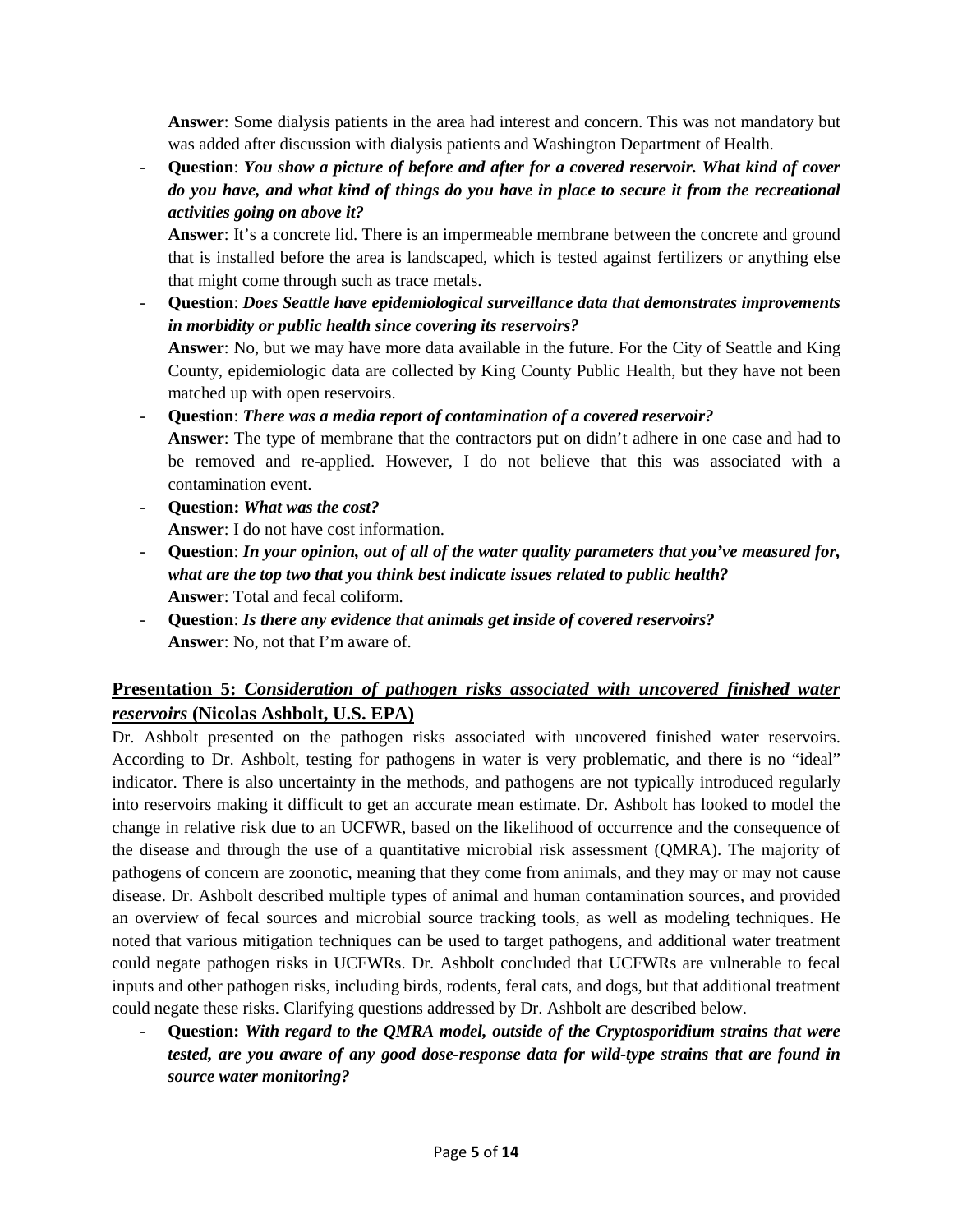**Answer**: Some dialysis patients in the area had interest and concern. This was not mandatory but was added after discussion with dialysis patients and Washington Department of Health.

- **Question**: ***You show a picture of before and after for a covered reservoir. What kind of cover do you have, and what kind of things do you have in place to secure it from the recreational activities going on above it?***
  **Answer**: It's a concrete lid. There is an impermeable membrane between the concrete and ground that is installed before the area is landscaped, which is tested against fertilizers or anything else that might come through such as trace metals.
- **Question**: ***Does Seattle have epidemiological surveillance data that demonstrates improvements in morbidity or public health since covering its reservoirs?***
  **Answer**: No, but we may have more data available in the future. For the City of Seattle and King County, epidemiologic data are collected by King County Public Health, but they have not been matched up with open reservoirs.
- **Question**: ***There was a media report of contamination of a covered reservoir?***
  **Answer**: The type of membrane that the contractors put on didn't adhere in one case and had to be removed and re-applied. However, I do not believe that this was associated with a contamination event.
- **Question:** ***What was the cost?***
  **Answer**: I do not have cost information.
- **Question**: ***In your opinion, out of all of the water quality parameters that you've measured for, what are the top two that you think best indicate issues related to public health?***
  **Answer**: Total and fecal coliform.
- **Question**: ***Is there any evidence that animals get inside of covered reservoirs?***
  **Answer**: No, not that I'm aware of.

## Presentation 5: *Consideration of pathogen risks associated with uncovered finished water reservoirs* (Nicolas Ashbolt, U.S. EPA)

Dr. Ashbolt presented on the pathogen risks associated with uncovered finished water reservoirs. According to Dr. Ashbolt, testing for pathogens in water is very problematic, and there is no "ideal" indicator. There is also uncertainty in the methods, and pathogens are not typically introduced regularly into reservoirs making it difficult to get an accurate mean estimate. Dr. Ashbolt has looked to model the change in relative risk due to an UCFWR, based on the likelihood of occurrence and the consequence of the disease and through the use of a quantitative microbial risk assessment (QMRA). The majority of pathogens of concern are zoonotic, meaning that they come from animals, and they may or may not cause disease. Dr. Ashbolt described multiple types of animal and human contamination sources, and provided an overview of fecal sources and microbial source tracking tools, as well as modeling techniques. He noted that various mitigation techniques can be used to target pathogens, and additional water treatment could negate pathogen risks in UCFWRs. Dr. Ashbolt concluded that UCFWRs are vulnerable to fecal inputs and other pathogen risks, including birds, rodents, feral cats, and dogs, but that additional treatment could negate these risks. Clarifying questions addressed by Dr. Ashbolt are described below.

- **Question:** ***With regard to the QMRA model, outside of the Cryptosporidium strains that were tested, are you aware of any good dose-response data for wild-type strains that are found in source water monitoring?***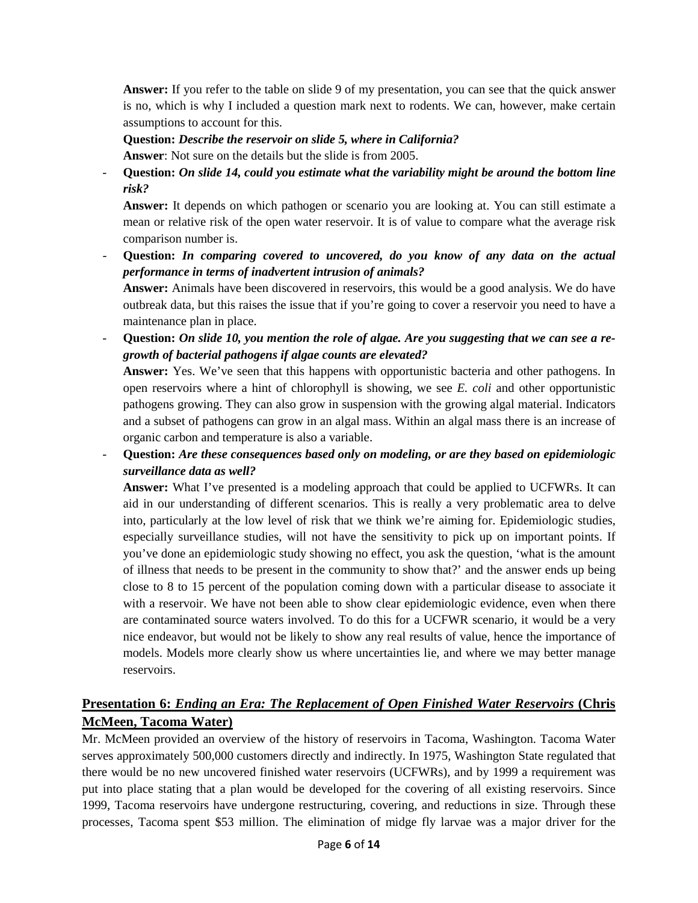**Answer:** If you refer to the table on slide 9 of my presentation, you can see that the quick answer is no, which is why I included a question mark next to rodents. We can, however, make certain assumptions to account for this.

**Question:** ***Describe the reservoir on slide 5, where in California?***

**Answer**: Not sure on the details but the slide is from 2005.

- **Question:** ***On slide 14, could you estimate what the variability might be around the bottom line risk?***

  **Answer:** It depends on which pathogen or scenario you are looking at. You can still estimate a mean or relative risk of the open water reservoir. It is of value to compare what the average risk comparison number is.

- **Question:** ***In comparing covered to uncovered, do you know of any data on the actual performance in terms of inadvertent intrusion of animals?***

  **Answer:** Animals have been discovered in reservoirs, this would be a good analysis. We do have outbreak data, but this raises the issue that if you're going to cover a reservoir you need to have a maintenance plan in place.

- **Question:** ***On slide 10, you mention the role of algae. Are you suggesting that we can see a re-growth of bacterial pathogens if algae counts are elevated?***

  **Answer:** Yes. We've seen that this happens with opportunistic bacteria and other pathogens. In open reservoirs where a hint of chlorophyll is showing, we see *E. coli* and other opportunistic pathogens growing. They can also grow in suspension with the growing algal material. Indicators and a subset of pathogens can grow in an algal mass. Within an algal mass there is an increase of organic carbon and temperature is also a variable.

- **Question:** ***Are these consequences based only on modeling, or are they based on epidemiologic surveillance data as well?***

  **Answer:** What I've presented is a modeling approach that could be applied to UCFWRs. It can aid in our understanding of different scenarios. This is really a very problematic area to delve into, particularly at the low level of risk that we think we're aiming for. Epidemiologic studies, especially surveillance studies, will not have the sensitivity to pick up on important points. If you've done an epidemiologic study showing no effect, you ask the question, 'what is the amount of illness that needs to be present in the community to show that?' and the answer ends up being close to 8 to 15 percent of the population coming down with a particular disease to associate it with a reservoir. We have not been able to show clear epidemiologic evidence, even when there are contaminated source waters involved. To do this for a UCFWR scenario, it would be a very nice endeavor, but would not be likely to show any real results of value, hence the importance of models. Models more clearly show us where uncertainties lie, and where we may better manage reservoirs.

## Presentation 6: *Ending an Era: The Replacement of Open Finished Water Reservoirs* (Chris McMeen, Tacoma Water)

Mr. McMeen provided an overview of the history of reservoirs in Tacoma, Washington. Tacoma Water serves approximately 500,000 customers directly and indirectly. In 1975, Washington State regulated that there would be no new uncovered finished water reservoirs (UCFWRs), and by 1999 a requirement was put into place stating that a plan would be developed for the covering of all existing reservoirs. Since 1999, Tacoma reservoirs have undergone restructuring, covering, and reductions in size. Through these processes, Tacoma spent $53 million. The elimination of midge fly larvae was a major driver for the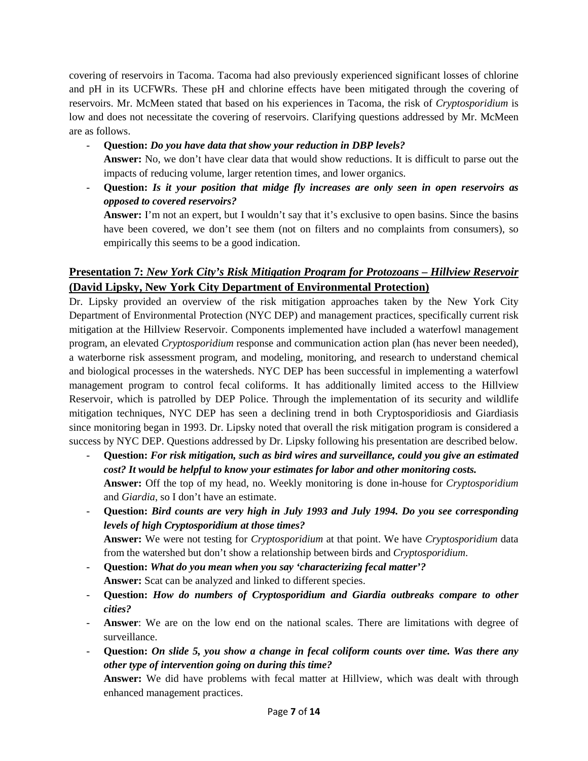covering of reservoirs in Tacoma. Tacoma had also previously experienced significant losses of chlorine and pH in its UCFWRs. These pH and chlorine effects have been mitigated through the covering of reservoirs. Mr. McMeen stated that based on his experiences in Tacoma, the risk of *Cryptosporidium* is low and does not necessitate the covering of reservoirs. Clarifying questions addressed by Mr. McMeen are as follows.

- **Question:** ***Do you have data that show your reduction in DBP levels?***
  **Answer:** No, we don't have clear data that would show reductions. It is difficult to parse out the impacts of reducing volume, larger retention times, and lower organics.
- **Question:** ***Is it your position that midge fly increases are only seen in open reservoirs as opposed to covered reservoirs?***
  **Answer:** I'm not an expert, but I wouldn't say that it's exclusive to open basins. Since the basins have been covered, we don't see them (not on filters and no complaints from consumers), so empirically this seems to be a good indication.

## **Presentation 7:** ***New York City's Risk Mitigation Program for Protozoans – Hillview Reservoir*** **(David Lipsky, New York City Department of Environmental Protection)**

Dr. Lipsky provided an overview of the risk mitigation approaches taken by the New York City Department of Environmental Protection (NYC DEP) and management practices, specifically current risk mitigation at the Hillview Reservoir. Components implemented have included a waterfowl management program, an elevated *Cryptosporidium* response and communication action plan (has never been needed), a waterborne risk assessment program, and modeling, monitoring, and research to understand chemical and biological processes in the watersheds. NYC DEP has been successful in implementing a waterfowl management program to control fecal coliforms. It has additionally limited access to the Hillview Reservoir, which is patrolled by DEP Police. Through the implementation of its security and wildlife mitigation techniques, NYC DEP has seen a declining trend in both Cryptosporidiosis and Giardiasis since monitoring began in 1993. Dr. Lipsky noted that overall the risk mitigation program is considered a success by NYC DEP. Questions addressed by Dr. Lipsky following his presentation are described below.

- **Question:** ***For risk mitigation, such as bird wires and surveillance, could you give an estimated cost? It would be helpful to know your estimates for labor and other monitoring costs.***
  **Answer:** Off the top of my head, no. Weekly monitoring is done in-house for *Cryptosporidium* and *Giardia*, so I don't have an estimate.
- **Question:** ***Bird counts are very high in July 1993 and July 1994. Do you see corresponding levels of high Cryptosporidium at those times?***
  **Answer:** We were not testing for *Cryptosporidium* at that point. We have *Cryptosporidium* data from the watershed but don't show a relationship between birds and *Cryptosporidium*.
- **Question:** ***What do you mean when you say 'characterizing fecal matter'?***
  **Answer:** Scat can be analyzed and linked to different species.
- **Question:** ***How do numbers of Cryptosporidium and Giardia outbreaks compare to other cities?***
- **Answer**: We are on the low end on the national scales. There are limitations with degree of surveillance.
- **Question:** ***On slide 5, you show a change in fecal coliform counts over time. Was there any other type of intervention going on during this time?***
  **Answer:** We did have problems with fecal matter at Hillview, which was dealt with through enhanced management practices.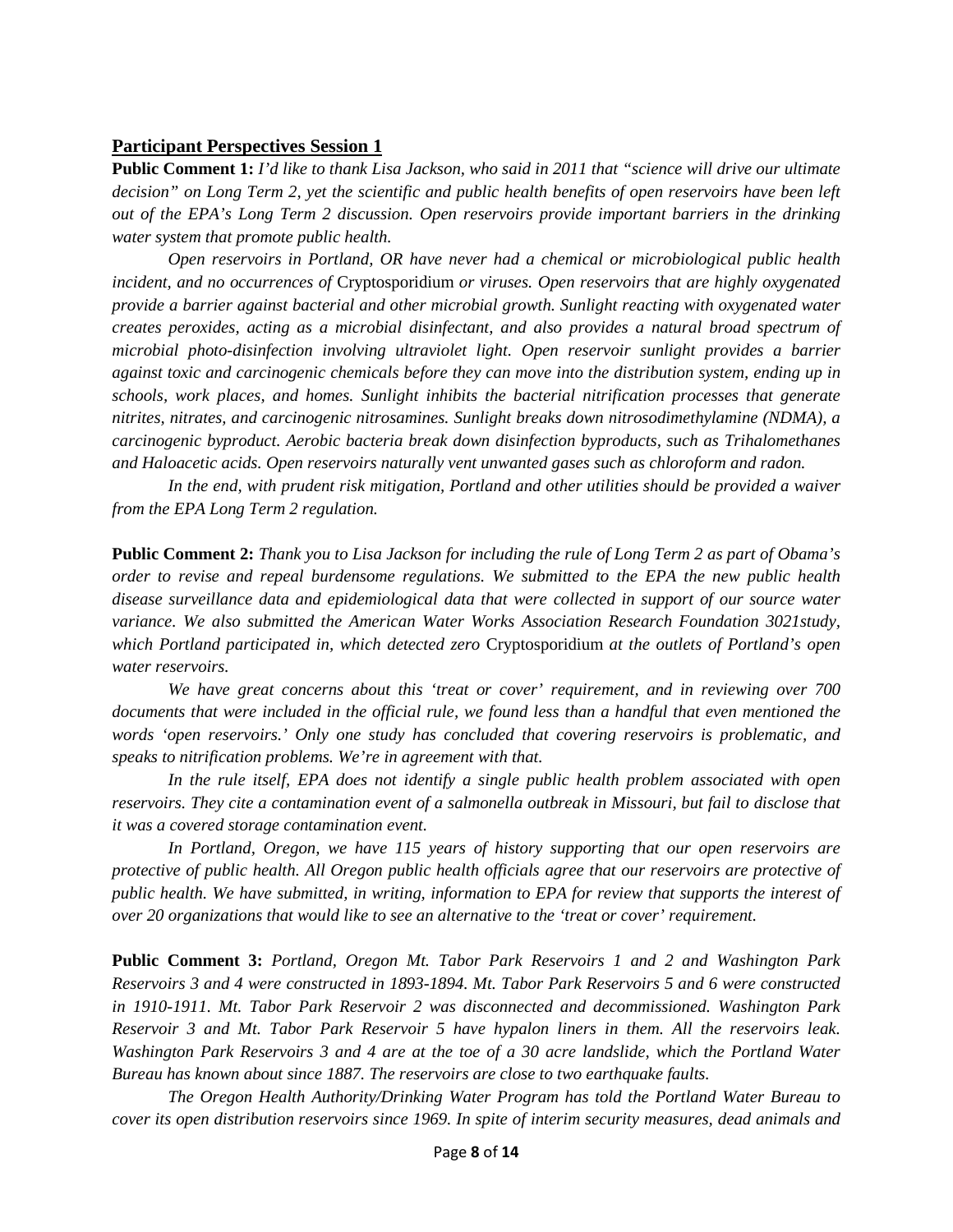## Participant Perspectives Session 1

**Public Comment 1:** *I'd like to thank Lisa Jackson, who said in 2011 that "science will drive our ultimate decision" on Long Term 2, yet the scientific and public health benefits of open reservoirs have been left out of the EPA's Long Term 2 discussion. Open reservoirs provide important barriers in the drinking water system that promote public health.*

*Open reservoirs in Portland, OR have never had a chemical or microbiological public health incident, and no occurrences of* Cryptosporidium *or viruses. Open reservoirs that are highly oxygenated provide a barrier against bacterial and other microbial growth. Sunlight reacting with oxygenated water creates peroxides, acting as a microbial disinfectant, and also provides a natural broad spectrum of microbial photo-disinfection involving ultraviolet light. Open reservoir sunlight provides a barrier against toxic and carcinogenic chemicals before they can move into the distribution system, ending up in schools, work places, and homes. Sunlight inhibits the bacterial nitrification processes that generate nitrites, nitrates, and carcinogenic nitrosamines. Sunlight breaks down nitrosodimethylamine (NDMA), a carcinogenic byproduct. Aerobic bacteria break down disinfection byproducts, such as Trihalomethanes and Haloacetic acids. Open reservoirs naturally vent unwanted gases such as chloroform and radon.*

*In the end, with prudent risk mitigation, Portland and other utilities should be provided a waiver from the EPA Long Term 2 regulation.*

**Public Comment 2:** *Thank you to Lisa Jackson for including the rule of Long Term 2 as part of Obama's order to revise and repeal burdensome regulations. We submitted to the EPA the new public health disease surveillance data and epidemiological data that were collected in support of our source water variance. We also submitted the American Water Works Association Research Foundation 3021study, which Portland participated in, which detected zero* Cryptosporidium *at the outlets of Portland's open water reservoirs.*

*We have great concerns about this 'treat or cover' requirement, and in reviewing over 700 documents that were included in the official rule, we found less than a handful that even mentioned the words 'open reservoirs.' Only one study has concluded that covering reservoirs is problematic, and speaks to nitrification problems. We're in agreement with that.*

*In the rule itself, EPA does not identify a single public health problem associated with open reservoirs. They cite a contamination event of a salmonella outbreak in Missouri, but fail to disclose that it was a covered storage contamination event.*

*In Portland, Oregon, we have 115 years of history supporting that our open reservoirs are protective of public health. All Oregon public health officials agree that our reservoirs are protective of public health. We have submitted, in writing, information to EPA for review that supports the interest of over 20 organizations that would like to see an alternative to the 'treat or cover' requirement.*

**Public Comment 3:** *Portland, Oregon Mt. Tabor Park Reservoirs 1 and 2 and Washington Park Reservoirs 3 and 4 were constructed in 1893-1894. Mt. Tabor Park Reservoirs 5 and 6 were constructed in 1910-1911. Mt. Tabor Park Reservoir 2 was disconnected and decommissioned. Washington Park Reservoir 3 and Mt. Tabor Park Reservoir 5 have hypalon liners in them. All the reservoirs leak. Washington Park Reservoirs 3 and 4 are at the toe of a 30 acre landslide, which the Portland Water Bureau has known about since 1887. The reservoirs are close to two earthquake faults.*

*The Oregon Health Authority/Drinking Water Program has told the Portland Water Bureau to cover its open distribution reservoirs since 1969. In spite of interim security measures, dead animals and*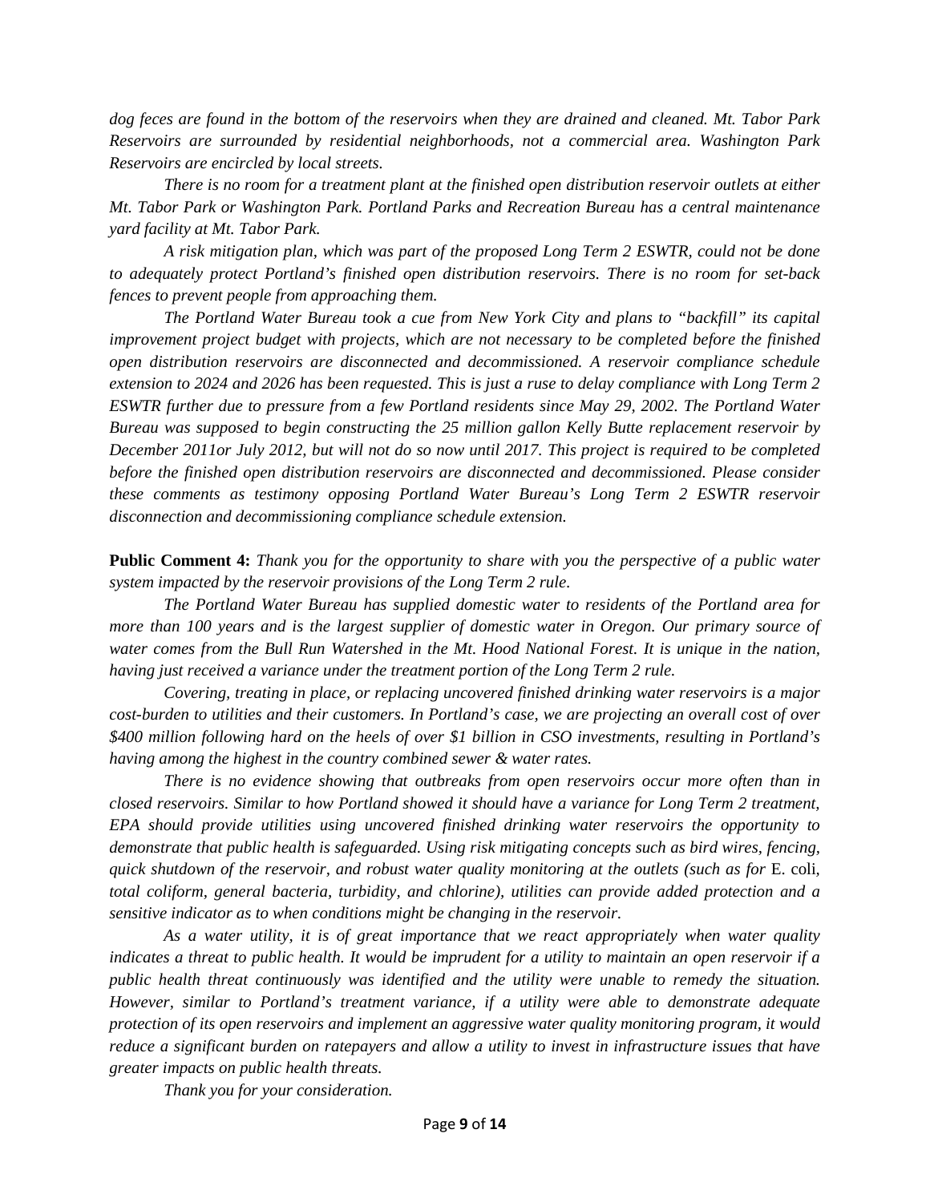*dog feces are found in the bottom of the reservoirs when they are drained and cleaned. Mt. Tabor Park Reservoirs are surrounded by residential neighborhoods, not a commercial area. Washington Park Reservoirs are encircled by local streets.*

*There is no room for a treatment plant at the finished open distribution reservoir outlets at either Mt. Tabor Park or Washington Park. Portland Parks and Recreation Bureau has a central maintenance yard facility at Mt. Tabor Park.*

*A risk mitigation plan, which was part of the proposed Long Term 2 ESWTR, could not be done to adequately protect Portland's finished open distribution reservoirs. There is no room for set-back fences to prevent people from approaching them.*

*The Portland Water Bureau took a cue from New York City and plans to "backfill" its capital improvement project budget with projects, which are not necessary to be completed before the finished open distribution reservoirs are disconnected and decommissioned. A reservoir compliance schedule extension to 2024 and 2026 has been requested. This is just a ruse to delay compliance with Long Term 2 ESWTR further due to pressure from a few Portland residents since May 29, 2002. The Portland Water Bureau was supposed to begin constructing the 25 million gallon Kelly Butte replacement reservoir by December 2011or July 2012, but will not do so now until 2017. This project is required to be completed before the finished open distribution reservoirs are disconnected and decommissioned. Please consider these comments as testimony opposing Portland Water Bureau's Long Term 2 ESWTR reservoir disconnection and decommissioning compliance schedule extension.*

**Public Comment 4:** *Thank you for the opportunity to share with you the perspective of a public water system impacted by the reservoir provisions of the Long Term 2 rule.*

*The Portland Water Bureau has supplied domestic water to residents of the Portland area for more than 100 years and is the largest supplier of domestic water in Oregon. Our primary source of water comes from the Bull Run Watershed in the Mt. Hood National Forest. It is unique in the nation, having just received a variance under the treatment portion of the Long Term 2 rule.*

*Covering, treating in place, or replacing uncovered finished drinking water reservoirs is a major cost-burden to utilities and their customers. In Portland's case, we are projecting an overall cost of over \$400 million following hard on the heels of over \$1 billion in CSO investments, resulting in Portland's having among the highest in the country combined sewer & water rates.*

*There is no evidence showing that outbreaks from open reservoirs occur more often than in closed reservoirs. Similar to how Portland showed it should have a variance for Long Term 2 treatment, EPA should provide utilities using uncovered finished drinking water reservoirs the opportunity to demonstrate that public health is safeguarded. Using risk mitigating concepts such as bird wires, fencing, quick shutdown of the reservoir, and robust water quality monitoring at the outlets (such as for* E. coli*, total coliform, general bacteria, turbidity, and chlorine), utilities can provide added protection and a sensitive indicator as to when conditions might be changing in the reservoir.*

*As a water utility, it is of great importance that we react appropriately when water quality indicates a threat to public health. It would be imprudent for a utility to maintain an open reservoir if a public health threat continuously was identified and the utility were unable to remedy the situation. However, similar to Portland's treatment variance, if a utility were able to demonstrate adequate protection of its open reservoirs and implement an aggressive water quality monitoring program, it would reduce a significant burden on ratepayers and allow a utility to invest in infrastructure issues that have greater impacts on public health threats.*

*Thank you for your consideration.*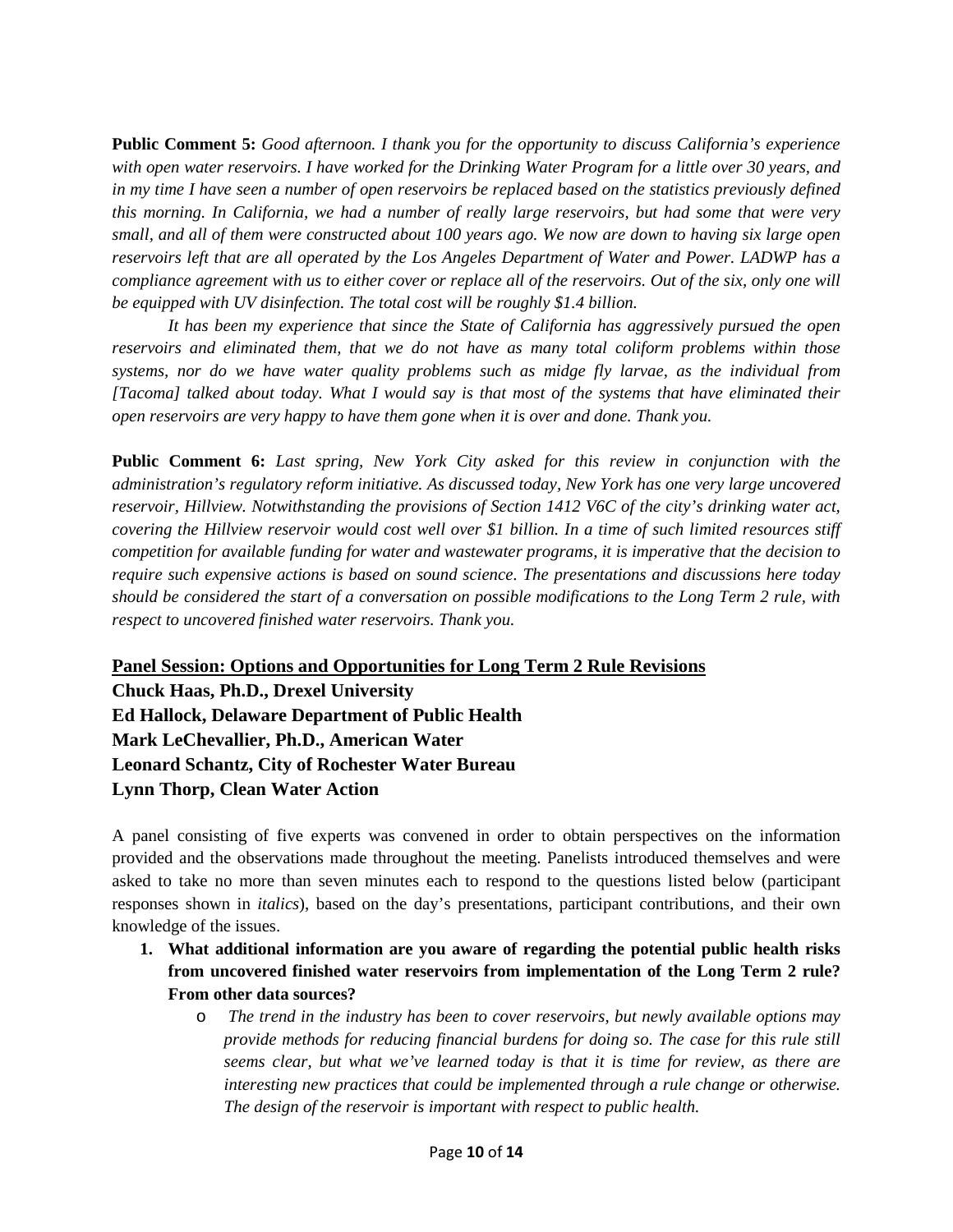**Public Comment 5:** *Good afternoon. I thank you for the opportunity to discuss California's experience with open water reservoirs. I have worked for the Drinking Water Program for a little over 30 years, and in my time I have seen a number of open reservoirs be replaced based on the statistics previously defined this morning. In California, we had a number of really large reservoirs, but had some that were very small, and all of them were constructed about 100 years ago. We now are down to having six large open reservoirs left that are all operated by the Los Angeles Department of Water and Power. LADWP has a compliance agreement with us to either cover or replace all of the reservoirs. Out of the six, only one will be equipped with UV disinfection. The total cost will be roughly $1.4 billion.*

*It has been my experience that since the State of California has aggressively pursued the open reservoirs and eliminated them, that we do not have as many total coliform problems within those systems, nor do we have water quality problems such as midge fly larvae, as the individual from [Tacoma] talked about today. What I would say is that most of the systems that have eliminated their open reservoirs are very happy to have them gone when it is over and done. Thank you.*

**Public Comment 6:** *Last spring, New York City asked for this review in conjunction with the administration's regulatory reform initiative. As discussed today, New York has one very large uncovered reservoir, Hillview. Notwithstanding the provisions of Section 1412 V6C of the city's drinking water act, covering the Hillview reservoir would cost well over $1 billion. In a time of such limited resources stiff competition for available funding for water and wastewater programs, it is imperative that the decision to require such expensive actions is based on sound science. The presentations and discussions here today should be considered the start of a conversation on possible modifications to the Long Term 2 rule, with respect to uncovered finished water reservoirs. Thank you.*

## Panel Session: Options and Opportunities for Long Term 2 Rule Revisions

**Chuck Haas, Ph.D., Drexel University**
**Ed Hallock, Delaware Department of Public Health**
**Mark LeChevallier, Ph.D., American Water**
**Leonard Schantz, City of Rochester Water Bureau**
**Lynn Thorp, Clean Water Action**

A panel consisting of five experts was convened in order to obtain perspectives on the information provided and the observations made throughout the meeting. Panelists introduced themselves and were asked to take no more than seven minutes each to respond to the questions listed below (participant responses shown in *italics*), based on the day's presentations, participant contributions, and their own knowledge of the issues.

1. **What additional information are you aware of regarding the potential public health risks from uncovered finished water reservoirs from implementation of the Long Term 2 rule? From other data sources?**
   - *The trend in the industry has been to cover reservoirs, but newly available options may provide methods for reducing financial burdens for doing so. The case for this rule still seems clear, but what we've learned today is that it is time for review, as there are interesting new practices that could be implemented through a rule change or otherwise. The design of the reservoir is important with respect to public health.*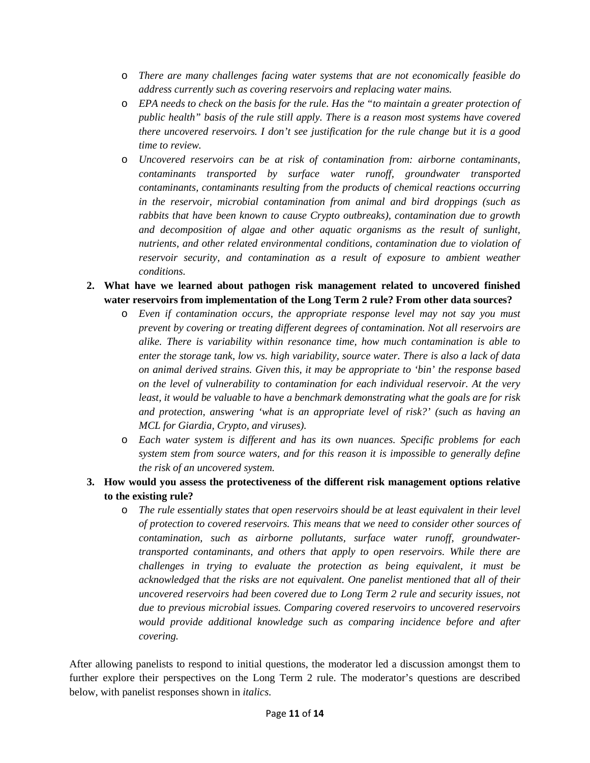- *There are many challenges facing water systems that are not economically feasible do address currently such as covering reservoirs and replacing water mains.*
  - *EPA needs to check on the basis for the rule. Has the "to maintain a greater protection of public health" basis of the rule still apply. There is a reason most systems have covered there uncovered reservoirs. I don't see justification for the rule change but it is a good time to review.*
  - *Uncovered reservoirs can be at risk of contamination from: airborne contaminants, contaminants transported by surface water runoff, groundwater transported contaminants, contaminants resulting from the products of chemical reactions occurring in the reservoir, microbial contamination from animal and bird droppings (such as rabbits that have been known to cause Crypto outbreaks), contamination due to growth and decomposition of algae and other aquatic organisms as the result of sunlight, nutrients, and other related environmental conditions, contamination due to violation of reservoir security, and contamination as a result of exposure to ambient weather conditions.*

2. **What have we learned about pathogen risk management related to uncovered finished water reservoirs from implementation of the Long Term 2 rule? From other data sources?**
   - *Even if contamination occurs, the appropriate response level may not say you must prevent by covering or treating different degrees of contamination. Not all reservoirs are alike. There is variability within resonance time, how much contamination is able to enter the storage tank, low vs. high variability, source water. There is also a lack of data on animal derived strains. Given this, it may be appropriate to 'bin' the response based on the level of vulnerability to contamination for each individual reservoir. At the very least, it would be valuable to have a benchmark demonstrating what the goals are for risk and protection, answering 'what is an appropriate level of risk?' (such as having an MCL for Giardia, Crypto, and viruses).*
   - *Each water system is different and has its own nuances. Specific problems for each system stem from source waters, and for this reason it is impossible to generally define the risk of an uncovered system.*

3. **How would you assess the protectiveness of the different risk management options relative to the existing rule?**
   - *The rule essentially states that open reservoirs should be at least equivalent in their level of protection to covered reservoirs. This means that we need to consider other sources of contamination, such as airborne pollutants, surface water runoff, groundwater-transported contaminants, and others that apply to open reservoirs. While there are challenges in trying to evaluate the protection as being equivalent, it must be acknowledged that the risks are not equivalent. One panelist mentioned that all of their uncovered reservoirs had been covered due to Long Term 2 rule and security issues, not due to previous microbial issues. Comparing covered reservoirs to uncovered reservoirs would provide additional knowledge such as comparing incidence before and after covering.*

After allowing panelists to respond to initial questions, the moderator led a discussion amongst them to further explore their perspectives on the Long Term 2 rule. The moderator's questions are described below, with panelist responses shown in *italics*.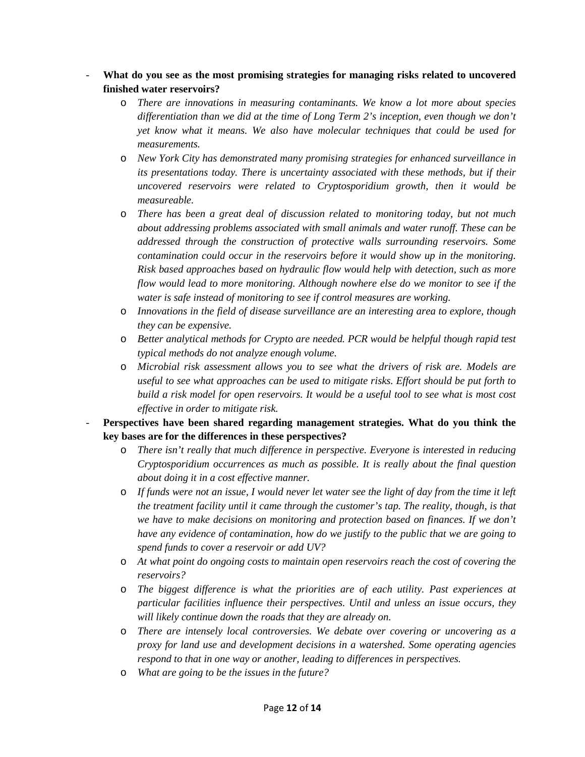- **What do you see as the most promising strategies for managing risks related to uncovered finished water reservoirs?**
  - *There are innovations in measuring contaminants. We know a lot more about species differentiation than we did at the time of Long Term 2's inception, even though we don't yet know what it means. We also have molecular techniques that could be used for measurements.*
  - *New York City has demonstrated many promising strategies for enhanced surveillance in its presentations today. There is uncertainty associated with these methods, but if their uncovered reservoirs were related to Cryptosporidium growth, then it would be measureable.*
  - *There has been a great deal of discussion related to monitoring today, but not much about addressing problems associated with small animals and water runoff. These can be addressed through the construction of protective walls surrounding reservoirs. Some contamination could occur in the reservoirs before it would show up in the monitoring. Risk based approaches based on hydraulic flow would help with detection, such as more flow would lead to more monitoring. Although nowhere else do we monitor to see if the water is safe instead of monitoring to see if control measures are working.*
  - *Innovations in the field of disease surveillance are an interesting area to explore, though they can be expensive.*
  - *Better analytical methods for Crypto are needed. PCR would be helpful though rapid test typical methods do not analyze enough volume.*
  - *Microbial risk assessment allows you to see what the drivers of risk are. Models are useful to see what approaches can be used to mitigate risks. Effort should be put forth to build a risk model for open reservoirs. It would be a useful tool to see what is most cost effective in order to mitigate risk.*
- **Perspectives have been shared regarding management strategies. What do you think the key bases are for the differences in these perspectives?**
  - *There isn't really that much difference in perspective. Everyone is interested in reducing Cryptosporidium occurrences as much as possible. It is really about the final question about doing it in a cost effective manner.*
  - *If funds were not an issue, I would never let water see the light of day from the time it left the treatment facility until it came through the customer's tap. The reality, though, is that we have to make decisions on monitoring and protection based on finances. If we don't have any evidence of contamination, how do we justify to the public that we are going to spend funds to cover a reservoir or add UV?*
  - *At what point do ongoing costs to maintain open reservoirs reach the cost of covering the reservoirs?*
  - *The biggest difference is what the priorities are of each utility. Past experiences at particular facilities influence their perspectives. Until and unless an issue occurs, they will likely continue down the roads that they are already on.*
  - *There are intensely local controversies. We debate over covering or uncovering as a proxy for land use and development decisions in a watershed. Some operating agencies respond to that in one way or another, leading to differences in perspectives.*
  - *What are going to be the issues in the future?*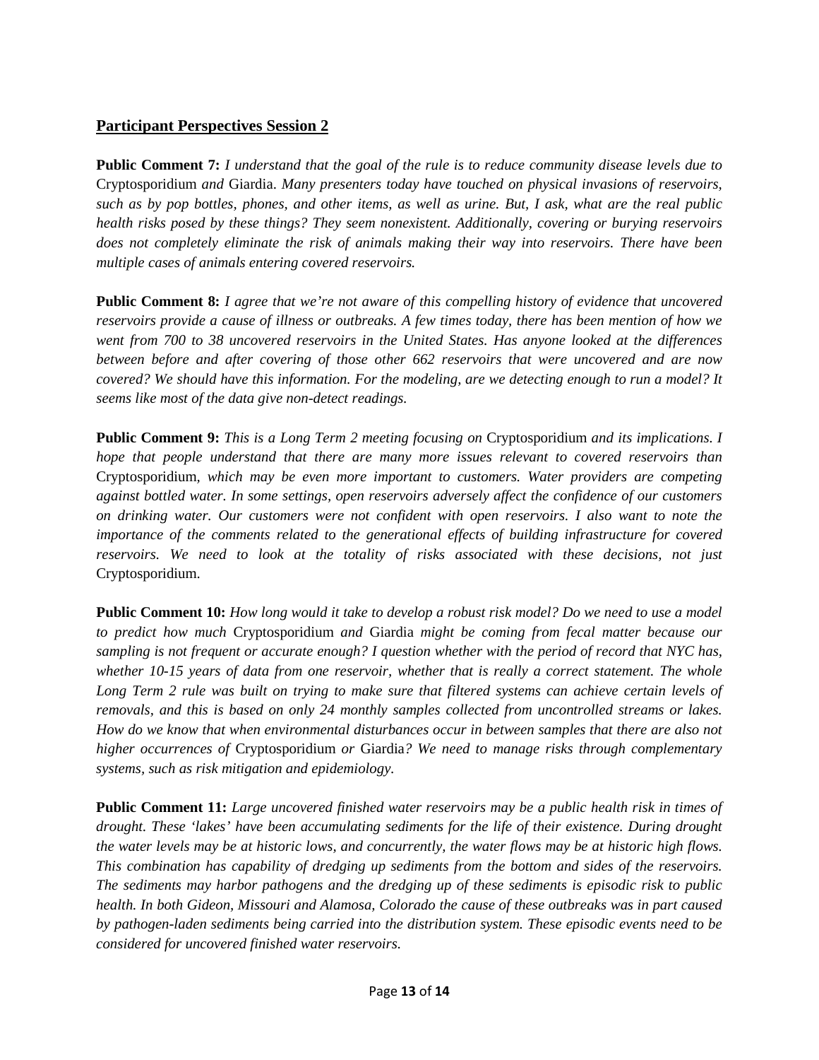## Participant Perspectives Session 2

**Public Comment 7:** *I understand that the goal of the rule is to reduce community disease levels due to* Cryptosporidium *and* Giardia. *Many presenters today have touched on physical invasions of reservoirs, such as by pop bottles, phones, and other items, as well as urine. But, I ask, what are the real public health risks posed by these things? They seem nonexistent. Additionally, covering or burying reservoirs does not completely eliminate the risk of animals making their way into reservoirs. There have been multiple cases of animals entering covered reservoirs.*

**Public Comment 8:** *I agree that we're not aware of this compelling history of evidence that uncovered reservoirs provide a cause of illness or outbreaks. A few times today, there has been mention of how we went from 700 to 38 uncovered reservoirs in the United States. Has anyone looked at the differences between before and after covering of those other 662 reservoirs that were uncovered and are now covered? We should have this information. For the modeling, are we detecting enough to run a model? It seems like most of the data give non-detect readings.*

**Public Comment 9:** *This is a Long Term 2 meeting focusing on* Cryptosporidium *and its implications. I hope that people understand that there are many more issues relevant to covered reservoirs than* Cryptosporidium, *which may be even more important to customers. Water providers are competing against bottled water. In some settings, open reservoirs adversely affect the confidence of our customers on drinking water. Our customers were not confident with open reservoirs. I also want to note the importance of the comments related to the generational effects of building infrastructure for covered reservoirs. We need to look at the totality of risks associated with these decisions, not just* Cryptosporidium.

**Public Comment 10:** *How long would it take to develop a robust risk model? Do we need to use a model to predict how much* Cryptosporidium *and* Giardia *might be coming from fecal matter because our sampling is not frequent or accurate enough? I question whether with the period of record that NYC has, whether 10-15 years of data from one reservoir, whether that is really a correct statement. The whole Long Term 2 rule was built on trying to make sure that filtered systems can achieve certain levels of removals, and this is based on only 24 monthly samples collected from uncontrolled streams or lakes. How do we know that when environmental disturbances occur in between samples that there are also not higher occurrences of* Cryptosporidium *or* Giardia*? We need to manage risks through complementary systems, such as risk mitigation and epidemiology.*

**Public Comment 11:** *Large uncovered finished water reservoirs may be a public health risk in times of drought. These 'lakes' have been accumulating sediments for the life of their existence. During drought the water levels may be at historic lows, and concurrently, the water flows may be at historic high flows. This combination has capability of dredging up sediments from the bottom and sides of the reservoirs. The sediments may harbor pathogens and the dredging up of these sediments is episodic risk to public health. In both Gideon, Missouri and Alamosa, Colorado the cause of these outbreaks was in part caused by pathogen-laden sediments being carried into the distribution system. These episodic events need to be considered for uncovered finished water reservoirs.*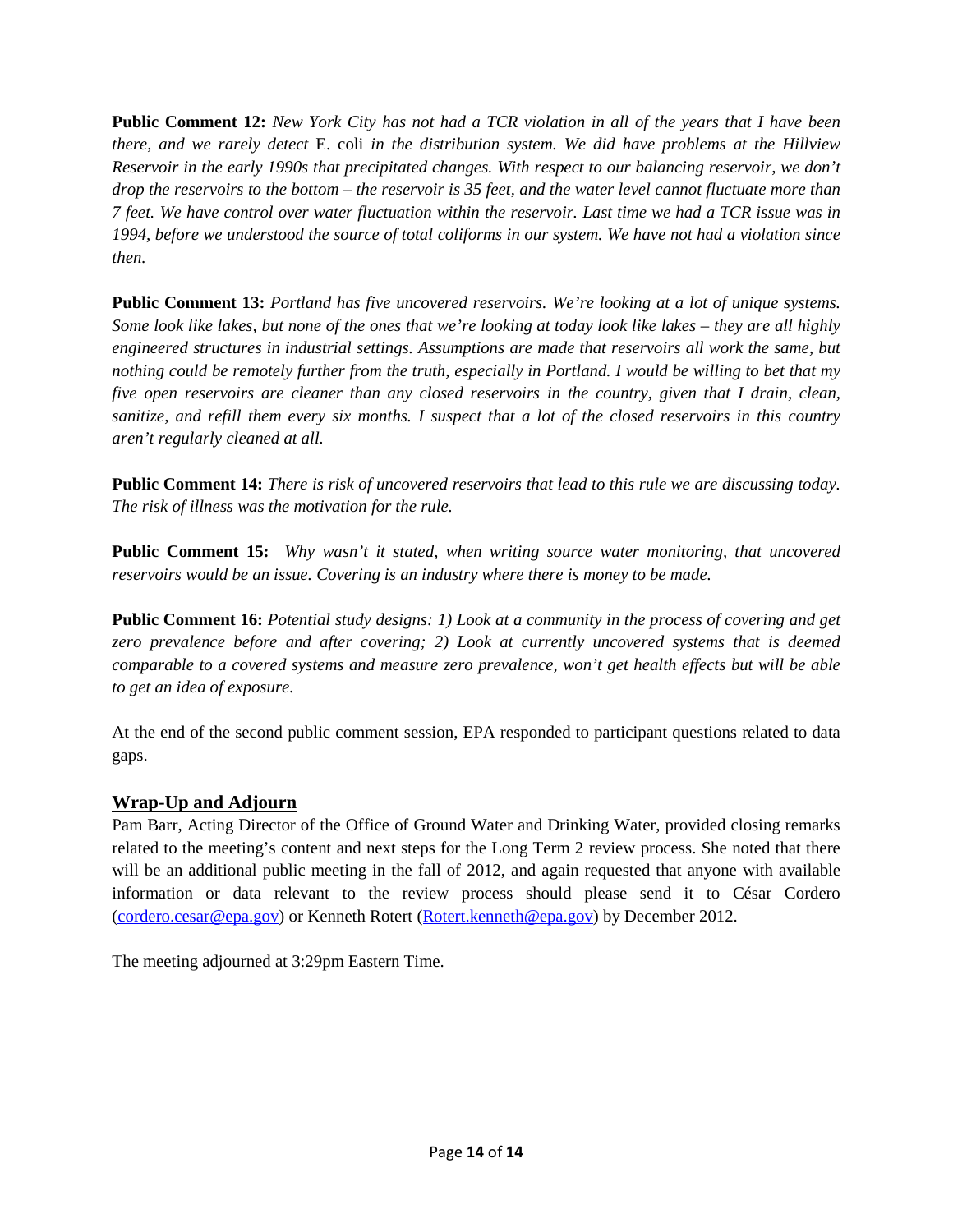**Public Comment 12:** *New York City has not had a TCR violation in all of the years that I have been there, and we rarely detect* E. coli *in the distribution system. We did have problems at the Hillview Reservoir in the early 1990s that precipitated changes. With respect to our balancing reservoir, we don't drop the reservoirs to the bottom – the reservoir is 35 feet, and the water level cannot fluctuate more than 7 feet. We have control over water fluctuation within the reservoir. Last time we had a TCR issue was in 1994, before we understood the source of total coliforms in our system. We have not had a violation since then.*

**Public Comment 13:** *Portland has five uncovered reservoirs. We're looking at a lot of unique systems. Some look like lakes, but none of the ones that we're looking at today look like lakes – they are all highly engineered structures in industrial settings. Assumptions are made that reservoirs all work the same, but nothing could be remotely further from the truth, especially in Portland. I would be willing to bet that my five open reservoirs are cleaner than any closed reservoirs in the country, given that I drain, clean, sanitize, and refill them every six months. I suspect that a lot of the closed reservoirs in this country aren't regularly cleaned at all.*

**Public Comment 14:** *There is risk of uncovered reservoirs that lead to this rule we are discussing today. The risk of illness was the motivation for the rule.*

**Public Comment 15:** *Why wasn't it stated, when writing source water monitoring, that uncovered reservoirs would be an issue. Covering is an industry where there is money to be made.*

**Public Comment 16:** *Potential study designs: 1) Look at a community in the process of covering and get zero prevalence before and after covering; 2) Look at currently uncovered systems that is deemed comparable to a covered systems and measure zero prevalence, won't get health effects but will be able to get an idea of exposure.*

At the end of the second public comment session, EPA responded to participant questions related to data gaps.

## Wrap-Up and Adjourn

Pam Barr, Acting Director of the Office of Ground Water and Drinking Water, provided closing remarks related to the meeting's content and next steps for the Long Term 2 review process. She noted that there will be an additional public meeting in the fall of 2012, and again requested that anyone with available information or data relevant to the review process should please send it to César Cordero (cordero.cesar@epa.gov) or Kenneth Rotert (Rotert.kenneth@epa.gov) by December 2012.

The meeting adjourned at 3:29pm Eastern Time.